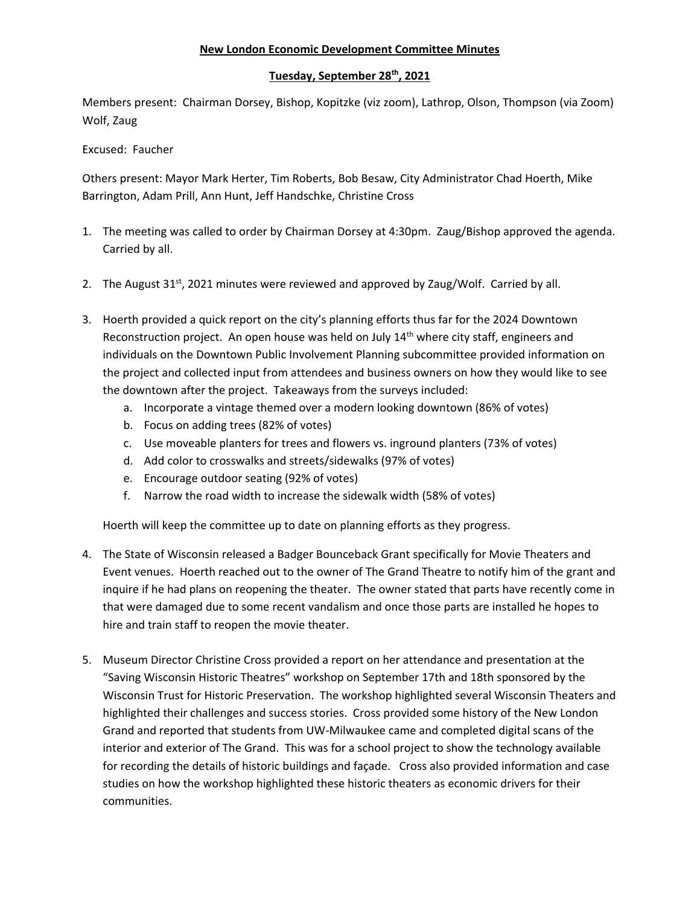**New London Economic Development Committee Minutes**

**Tuesday, September 28th, 2021**

Members present: Chairman Dorsey, Bishop, Kopitzke (viz zoom), Lathrop, Olson, Thompson (via Zoom) Wolf, Zaug

Excused: Faucher

Others present: Mayor Mark Herter, Tim Roberts, Bob Besaw, City Administrator Chad Hoerth, Mike Barrington, Adam Prill, Ann Hunt, Jeff Handschke, Christine Cross

1. The meeting was called to order by Chairman Dorsey at 4:30pm. Zaug/Bishop approved the agenda. Carried by all.

2. The August 31st, 2021 minutes were reviewed and approved by Zaug/Wolf. Carried by all.

3. Hoerth provided a quick report on the city's planning efforts thus far for the 2024 Downtown Reconstruction project. An open house was held on July 14th where city staff, engineers and individuals on the Downtown Public Involvement Planning subcommittee provided information on the project and collected input from attendees and business owners on how they would like to see the downtown after the project. Takeaways from the surveys included:
   a. Incorporate a vintage themed over a modern looking downtown (86% of votes)
   b. Focus on adding trees (82% of votes)
   c. Use moveable planters for trees and flowers vs. inground planters (73% of votes)
   d. Add color to crosswalks and streets/sidewalks (97% of votes)
   e. Encourage outdoor seating (92% of votes)
   f. Narrow the road width to increase the sidewalk width (58% of votes)

   Hoerth will keep the committee up to date on planning efforts as they progress.

4. The State of Wisconsin released a Badger Bounceback Grant specifically for Movie Theaters and Event venues. Hoerth reached out to the owner of The Grand Theatre to notify him of the grant and inquire if he had plans on reopening the theater. The owner stated that parts have recently come in that were damaged due to some recent vandalism and once those parts are installed he hopes to hire and train staff to reopen the movie theater.

5. Museum Director Christine Cross provided a report on her attendance and presentation at the "Saving Wisconsin Historic Theatres" workshop on September 17th and 18th sponsored by the Wisconsin Trust for Historic Preservation. The workshop highlighted several Wisconsin Theaters and highlighted their challenges and success stories. Cross provided some history of the New London Grand and reported that students from UW-Milwaukee came and completed digital scans of the interior and exterior of The Grand. This was for a school project to show the technology available for recording the details of historic buildings and façade. Cross also provided information and case studies on how the workshop highlighted these historic theaters as economic drivers for their communities.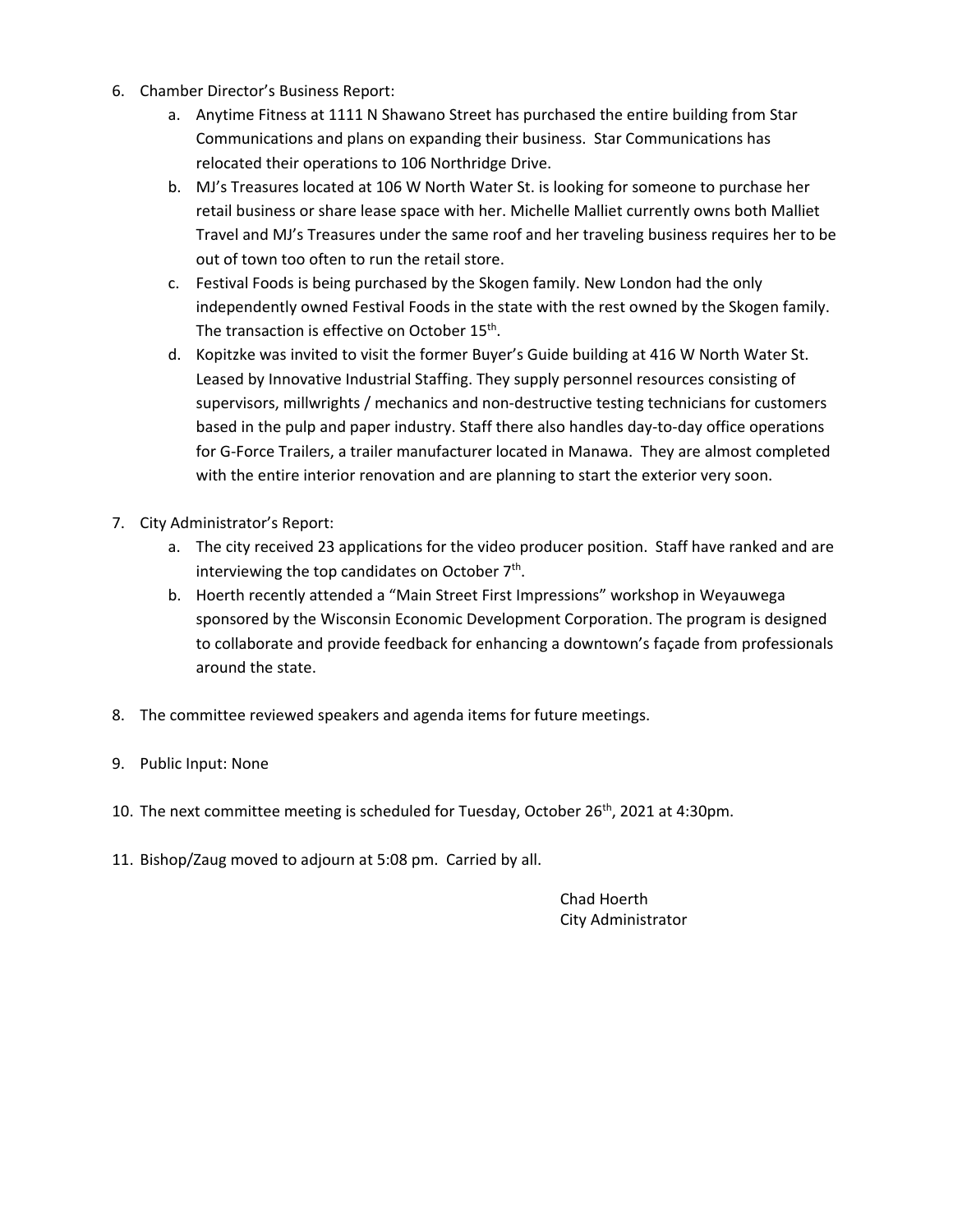6. Chamber Director's Business Report:
   a. Anytime Fitness at 1111 N Shawano Street has purchased the entire building from Star Communications and plans on expanding their business. Star Communications has relocated their operations to 106 Northridge Drive.
   b. MJ's Treasures located at 106 W North Water St. is looking for someone to purchase her retail business or share lease space with her. Michelle Malliet currently owns both Malliet Travel and MJ's Treasures under the same roof and her traveling business requires her to be out of town too often to run the retail store.
   c. Festival Foods is being purchased by the Skogen family. New London had the only independently owned Festival Foods in the state with the rest owned by the Skogen family. The transaction is effective on October 15th.
   d. Kopitzke was invited to visit the former Buyer's Guide building at 416 W North Water St. Leased by Innovative Industrial Staffing. They supply personnel resources consisting of supervisors, millwrights / mechanics and non-destructive testing technicians for customers based in the pulp and paper industry. Staff there also handles day-to-day office operations for G-Force Trailers, a trailer manufacturer located in Manawa. They are almost completed with the entire interior renovation and are planning to start the exterior very soon.

7. City Administrator's Report:
   a. The city received 23 applications for the video producer position. Staff have ranked and are interviewing the top candidates on October 7th.
   b. Hoerth recently attended a "Main Street First Impressions" workshop in Weyauwega sponsored by the Wisconsin Economic Development Corporation. The program is designed to collaborate and provide feedback for enhancing a downtown's façade from professionals around the state.

8. The committee reviewed speakers and agenda items for future meetings.

9. Public Input: None

10. The next committee meeting is scheduled for Tuesday, October 26th, 2021 at 4:30pm.

11. Bishop/Zaug moved to adjourn at 5:08 pm. Carried by all.

Chad Hoerth
City Administrator